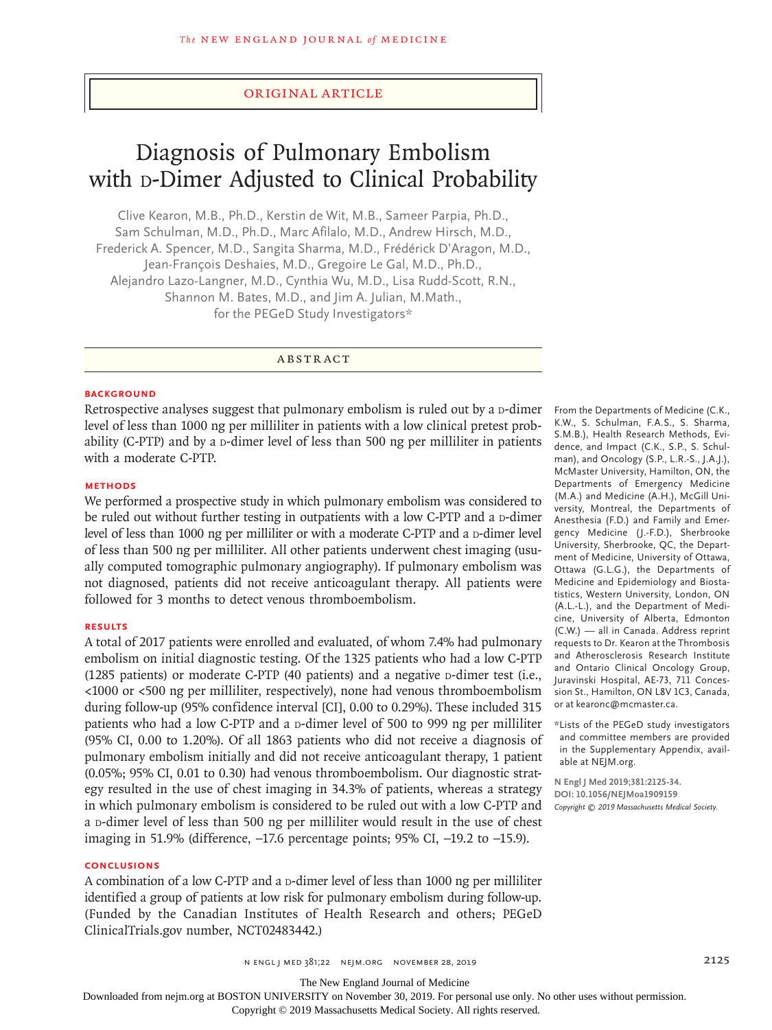Original Article

# Diagnosis of Pulmonary Embolism with D-Dimer Adjusted to Clinical Probability

Clive Kearon, M.B., Ph.D., Kerstin de Wit, M.B., Sameer Parpia, Ph.D., Sam Schulman, M.D., Ph.D., Marc Afilalo, M.D., Andrew Hirsch, M.D., Frederick A. Spencer, M.D., Sangita Sharma, M.D., Frédérick D'Aragon, M.D., Jean-François Deshaies, M.D., Gregoire Le Gal, M.D., Ph.D., Alejandro Lazo-Langner, M.D., Cynthia Wu, M.D., Lisa Rudd-Scott, R.N., Shannon M. Bates, M.D., and Jim A. Julian, M.Math., for the PEGeD Study Investigators*

## Abstract

### Background

Retrospective analyses suggest that pulmonary embolism is ruled out by a D-dimer level of less than 1000 ng per milliliter in patients with a low clinical pretest probability (C-PTP) and by a D-dimer level of less than 500 ng per milliliter in patients with a moderate C-PTP.

### Methods

We performed a prospective study in which pulmonary embolism was considered to be ruled out without further testing in outpatients with a low C-PTP and a D-dimer level of less than 1000 ng per milliliter or with a moderate C-PTP and a D-dimer level of less than 500 ng per milliliter. All other patients underwent chest imaging (usually computed tomographic pulmonary angiography). If pulmonary embolism was not diagnosed, patients did not receive anticoagulant therapy. All patients were followed for 3 months to detect venous thromboembolism.

### Results

A total of 2017 patients were enrolled and evaluated, of whom 7.4% had pulmonary embolism on initial diagnostic testing. Of the 1325 patients who had a low C-PTP (1285 patients) or moderate C-PTP (40 patients) and a negative D-dimer test (i.e., <1000 or <500 ng per milliliter, respectively), none had venous thromboembolism during follow-up (95% confidence interval [CI], 0.00 to 0.29%). These included 315 patients who had a low C-PTP and a D-dimer level of 500 to 999 ng per milliliter (95% CI, 0.00 to 1.20%). Of all 1863 patients who did not receive a diagnosis of pulmonary embolism initially and did not receive anticoagulant therapy, 1 patient (0.05%; 95% CI, 0.01 to 0.30) had venous thromboembolism. Our diagnostic strategy resulted in the use of chest imaging in 34.3% of patients, whereas a strategy in which pulmonary embolism is considered to be ruled out with a low C-PTP and a D-dimer level of less than 500 ng per milliliter would result in the use of chest imaging in 51.9% (difference, −17.6 percentage points; 95% CI, −19.2 to −15.9).

### Conclusions

A combination of a low C-PTP and a D-dimer level of less than 1000 ng per milliliter identified a group of patients at low risk for pulmonary embolism during follow-up. (Funded by the Canadian Institutes of Health Research and others; PEGeD ClinicalTrials.gov number, NCT02483442.)

From the Departments of Medicine (C.K., K.W., S. Schulman, F.A.S., S. Sharma, S.M.B.), Health Research Methods, Evidence, and Impact (C.K., S.P., S. Schulman), and Oncology (S.P., L.R.-S., J.A.J.), McMaster University, Hamilton, ON, the Departments of Emergency Medicine (M.A.) and Medicine (A.H.), McGill University, Montreal, the Departments of Anesthesia (F.D.) and Family and Emergency Medicine (J.-F.D.), Sherbrooke University, Sherbrooke, QC, the Department of Medicine, University of Ottawa, Ottawa (G.L.G.), the Departments of Medicine and Epidemiology and Biostatistics, Western University, London, ON (A.L.-L.), and the Department of Medicine, University of Alberta, Edmonton (C.W.) — all in Canada. Address reprint requests to Dr. Kearon at the Thrombosis and Atherosclerosis Research Institute and Ontario Clinical Oncology Group, Juravinski Hospital, AE-73, 711 Concession St., Hamilton, ON L8V 1C3, Canada, or at kearonc@mcmaster.ca.

*Lists of the PEGeD study investigators and committee members are provided in the Supplementary Appendix, available at NEJM.org.

N Engl J Med 2019;381:2125-34.
DOI: 10.1056/NEJMoa1909159
*Copyright © 2019 Massachusetts Medical Society.*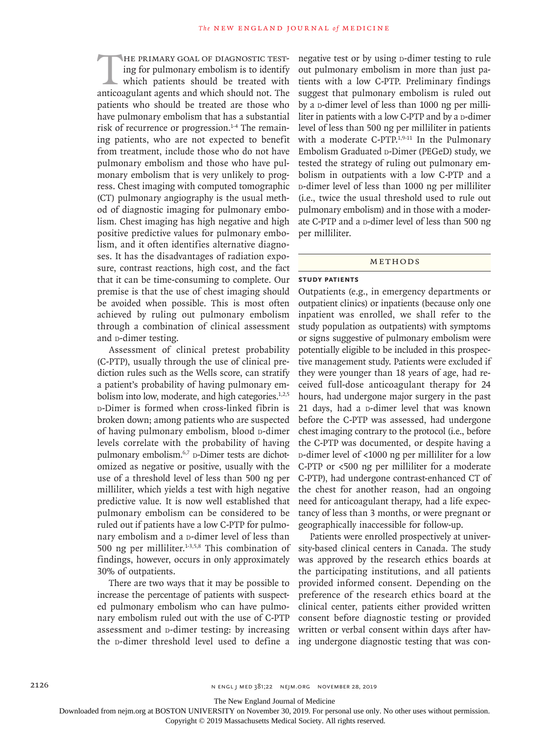The primary goal of diagnostic testing for pulmonary embolism is to identify which patients should be treated with anticoagulant agents and which should not. The patients who should be treated are those who have pulmonary embolism that has a substantial risk of recurrence or progression.[1-4] The remaining patients, who are not expected to benefit from treatment, include those who do not have pulmonary embolism and those who have pulmonary embolism that is very unlikely to progress. Chest imaging with computed tomographic (CT) pulmonary angiography is the usual method of diagnostic imaging for pulmonary embolism. Chest imaging has high negative and high positive predictive values for pulmonary embolism, and it often identifies alternative diagnoses. It has the disadvantages of radiation exposure, contrast reactions, high cost, and the fact that it can be time-consuming to complete. Our premise is that the use of chest imaging should be avoided when possible. This is most often achieved by ruling out pulmonary embolism through a combination of clinical assessment and D-dimer testing.

Assessment of clinical pretest probability (C-PTP), usually through the use of clinical prediction rules such as the Wells score, can stratify a patient's probability of having pulmonary embolism into low, moderate, and high categories.[1,2,5] D-Dimer is formed when cross-linked fibrin is broken down; among patients who are suspected of having pulmonary embolism, blood D-dimer levels correlate with the probability of having pulmonary embolism.[6,7] D-Dimer tests are dichotomized as negative or positive, usually with the use of a threshold level of less than 500 ng per milliliter, which yields a test with high negative predictive value. It is now well established that pulmonary embolism can be considered to be ruled out if patients have a low C-PTP for pulmonary embolism and a D-dimer level of less than 500 ng per milliliter.[1-3,5,8] This combination of findings, however, occurs in only approximately 30% of outpatients.

There are two ways that it may be possible to increase the percentage of patients with suspected pulmonary embolism who can have pulmonary embolism ruled out with the use of C-PTP assessment and D-dimer testing: by increasing the D-dimer threshold level used to define a negative test or by using D-dimer testing to rule out pulmonary embolism in more than just patients with a low C-PTP. Preliminary findings suggest that pulmonary embolism is ruled out by a D-dimer level of less than 1000 ng per milliliter in patients with a low C-PTP and by a D-dimer level of less than 500 ng per milliliter in patients with a moderate C-PTP.[1,9-11] In the Pulmonary Embolism Graduated D-Dimer (PEGeD) study, we tested the strategy of ruling out pulmonary embolism in outpatients with a low C-PTP and a D-dimer level of less than 1000 ng per milliliter (i.e., twice the usual threshold used to rule out pulmonary embolism) and in those with a moderate C-PTP and a D-dimer level of less than 500 ng per milliliter.

## Methods

### Study Patients

Outpatients (e.g., in emergency departments or outpatient clinics) or inpatients (because only one inpatient was enrolled, we shall refer to the study population as outpatients) with symptoms or signs suggestive of pulmonary embolism were potentially eligible to be included in this prospective management study. Patients were excluded if they were younger than 18 years of age, had received full-dose anticoagulant therapy for 24 hours, had undergone major surgery in the past 21 days, had a D-dimer level that was known before the C-PTP was assessed, had undergone chest imaging contrary to the protocol (i.e., before the C-PTP was documented, or despite having a D-dimer level of <1000 ng per milliliter for a low C-PTP or <500 ng per milliliter for a moderate C-PTP), had undergone contrast-enhanced CT of the chest for another reason, had an ongoing need for anticoagulant therapy, had a life expectancy of less than 3 months, or were pregnant or geographically inaccessible for follow-up.

Patients were enrolled prospectively at university-based clinical centers in Canada. The study was approved by the research ethics boards at the participating institutions, and all patients provided informed consent. Depending on the preference of the research ethics board at the clinical center, patients either provided written consent before diagnostic testing or provided written or verbal consent within days after having undergone diagnostic testing that was con-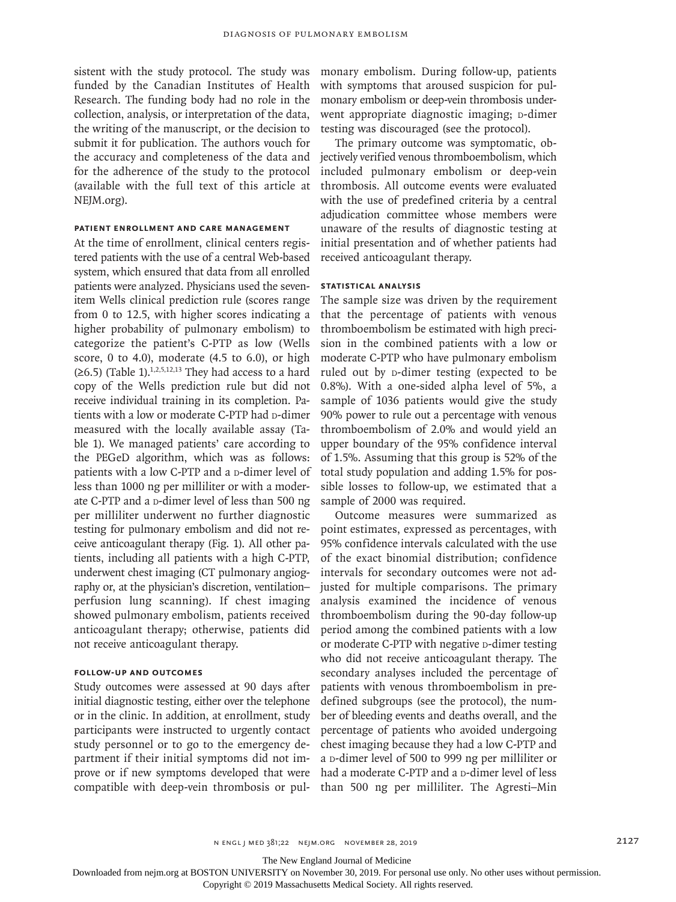sistent with the study protocol. The study was funded by the Canadian Institutes of Health Research. The funding body had no role in the collection, analysis, or interpretation of the data, the writing of the manuscript, or the decision to submit it for publication. The authors vouch for the accuracy and completeness of the data and for the adherence of the study to the protocol (available with the full text of this article at NEJM.org).

### Patient Enrollment and Care Management

At the time of enrollment, clinical centers registered patients with the use of a central Web-based system, which ensured that data from all enrolled patients were analyzed. Physicians used the seven-item Wells clinical prediction rule (scores range from 0 to 12.5, with higher scores indicating a higher probability of pulmonary embolism) to categorize the patient's C-PTP as low (Wells score, 0 to 4.0), moderate (4.5 to 6.0), or high (≥6.5) (Table 1).[1,2,5,12,13] They had access to a hard copy of the Wells prediction rule but did not receive individual training in its completion. Patients with a low or moderate C-PTP had D-dimer measured with the locally available assay (Table 1). We managed patients' care according to the PEGeD algorithm, which was as follows: patients with a low C-PTP and a D-dimer level of less than 1000 ng per milliliter or with a moderate C-PTP and a D-dimer level of less than 500 ng per milliliter underwent no further diagnostic testing for pulmonary embolism and did not receive anticoagulant therapy (Fig. 1). All other patients, including all patients with a high C-PTP, underwent chest imaging (CT pulmonary angiography or, at the physician's discretion, ventilation–perfusion lung scanning). If chest imaging showed pulmonary embolism, patients received anticoagulant therapy; otherwise, patients did not receive anticoagulant therapy.

### Follow-up and Outcomes

Study outcomes were assessed at 90 days after initial diagnostic testing, either over the telephone or in the clinic. In addition, at enrollment, study participants were instructed to urgently contact study personnel or to go to the emergency department if their initial symptoms did not improve or if new symptoms developed that were compatible with deep-vein thrombosis or pulmonary embolism. During follow-up, patients with symptoms that aroused suspicion for pulmonary embolism or deep-vein thrombosis underwent appropriate diagnostic imaging; D-dimer testing was discouraged (see the protocol).

The primary outcome was symptomatic, objectively verified venous thromboembolism, which included pulmonary embolism or deep-vein thrombosis. All outcome events were evaluated with the use of predefined criteria by a central adjudication committee whose members were unaware of the results of diagnostic testing at initial presentation and of whether patients had received anticoagulant therapy.

### Statistical Analysis

The sample size was driven by the requirement that the percentage of patients with venous thromboembolism be estimated with high precision in the combined patients with a low or moderate C-PTP who have pulmonary embolism ruled out by D-dimer testing (expected to be 0.8%). With a one-sided alpha level of 5%, a sample of 1036 patients would give the study 90% power to rule out a percentage with venous thromboembolism of 2.0% and would yield an upper boundary of the 95% confidence interval of 1.5%. Assuming that this group is 52% of the total study population and adding 1.5% for possible losses to follow-up, we estimated that a sample of 2000 was required.

Outcome measures were summarized as point estimates, expressed as percentages, with 95% confidence intervals calculated with the use of the exact binomial distribution; confidence intervals for secondary outcomes were not adjusted for multiple comparisons. The primary analysis examined the incidence of venous thromboembolism during the 90-day follow-up period among the combined patients with a low or moderate C-PTP with negative D-dimer testing who did not receive anticoagulant therapy. The secondary analyses included the percentage of patients with venous thromboembolism in predefined subgroups (see the protocol), the number of bleeding events and deaths overall, and the percentage of patients who avoided undergoing chest imaging because they had a low C-PTP and a D-dimer level of 500 to 999 ng per milliliter or had a moderate C-PTP and a D-dimer level of less than 500 ng per milliliter. The Agresti–Min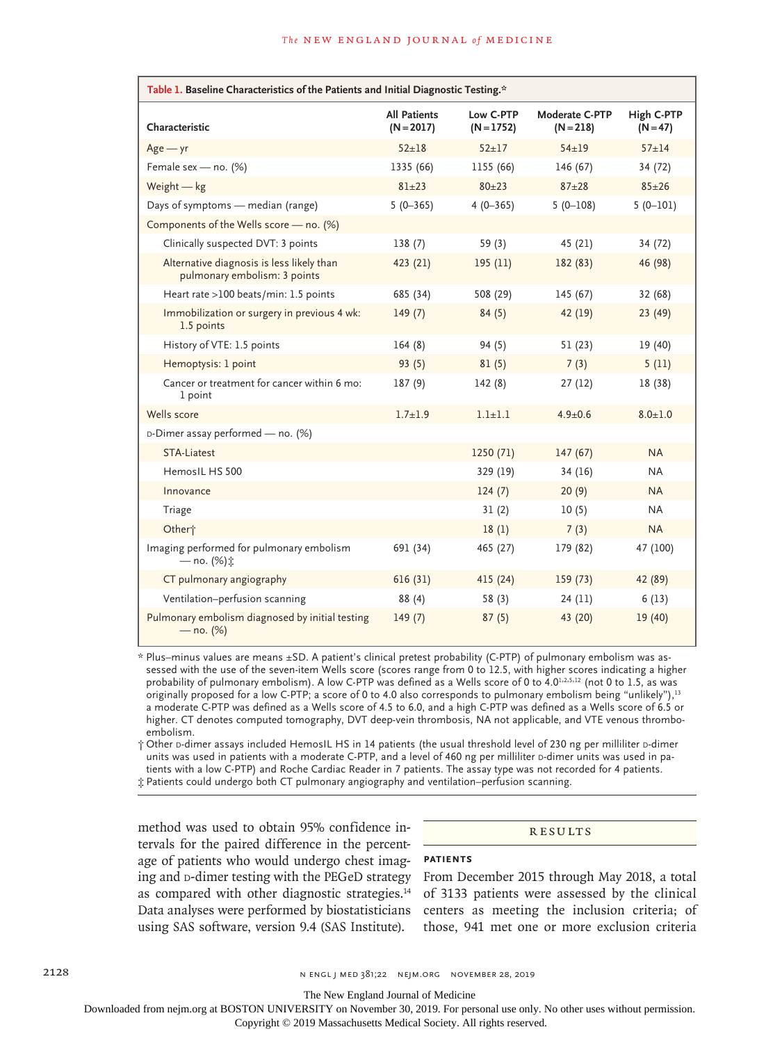**Table 1. Baseline Characteristics of the Patients and Initial Diagnostic Testing.***

| Characteristic | All Patients (N=2017) | Low C-PTP (N=1752) | Moderate C-PTP (N=218) | High C-PTP (N=47) |
|---|---|---|---|---|
| Age — yr | 52±18 | 52±17 | 54±19 | 57±14 |
| Female sex — no. (%) | 1335 (66) | 1155 (66) | 146 (67) | 34 (72) |
| Weight — kg | 81±23 | 80±23 | 87±28 | 85±26 |
| Days of symptoms — median (range) | 5 (0–365) | 4 (0–365) | 5 (0–108) | 5 (0–101) |
| Components of the Wells score — no. (%) | | | | |
| Clinically suspected DVT: 3 points | 138 (7) | 59 (3) | 45 (21) | 34 (72) |
| Alternative diagnosis is less likely than pulmonary embolism: 3 points | 423 (21) | 195 (11) | 182 (83) | 46 (98) |
| Heart rate >100 beats/min: 1.5 points | 685 (34) | 508 (29) | 145 (67) | 32 (68) |
| Immobilization or surgery in previous 4 wk: 1.5 points | 149 (7) | 84 (5) | 42 (19) | 23 (49) |
| History of VTE: 1.5 points | 164 (8) | 94 (5) | 51 (23) | 19 (40) |
| Hemoptysis: 1 point | 93 (5) | 81 (5) | 7 (3) | 5 (11) |
| Cancer or treatment for cancer within 6 mo: 1 point | 187 (9) | 142 (8) | 27 (12) | 18 (38) |
| Wells score | 1.7±1.9 | 1.1±1.1 | 4.9±0.6 | 8.0±1.0 |
| D-Dimer assay performed — no. (%) | | | | |
| STA-Liatest | | 1250 (71) | 147 (67) | NA |
| HemosIL HS 500 | | 329 (19) | 34 (16) | NA |
| Innovance | | 124 (7) | 20 (9) | NA |
| Triage | | 31 (2) | 10 (5) | NA |
| Other† | | 18 (1) | 7 (3) | NA |
| Imaging performed for pulmonary embolism — no. (%)‡ | 691 (34) | 465 (27) | 179 (82) | 47 (100) |
| CT pulmonary angiography | 616 (31) | 415 (24) | 159 (73) | 42 (89) |
| Ventilation–perfusion scanning | 88 (4) | 58 (3) | 24 (11) | 6 (13) |
| Pulmonary embolism diagnosed by initial testing — no. (%) | 149 (7) | 87 (5) | 43 (20) | 19 (40) |

\* Plus–minus values are means ±SD. A patient's clinical pretest probability (C-PTP) of pulmonary embolism was assessed with the use of the seven-item Wells score (scores range from 0 to 12.5, with higher scores indicating a higher probability of pulmonary embolism). A low C-PTP was defined as a Wells score of 0 to 4.0[1,2,5,12] (not 0 to 1.5, as was originally proposed for a low C-PTP; a score of 0 to 4.0 also corresponds to pulmonary embolism being "unlikely"),[13] a moderate C-PTP was defined as a Wells score of 4.5 to 6.0, and a high C-PTP was defined as a Wells score of 6.5 or higher. CT denotes computed tomography, DVT deep-vein thrombosis, NA not applicable, and VTE venous thromboembolism.

† Other D-dimer assays included HemosIL HS in 14 patients (the usual threshold level of 230 ng per milliliter D-dimer units was used in patients with a moderate C-PTP, and a level of 460 ng per milliliter D-dimer units was used in patients with a low C-PTP) and Roche Cardiac Reader in 7 patients. The assay type was not recorded for 4 patients.

‡ Patients could undergo both CT pulmonary angiography and ventilation–perfusion scanning.

method was used to obtain 95% confidence intervals for the paired difference in the percentage of patients who would undergo chest imaging and D-dimer testing with the PEGeD strategy as compared with other diagnostic strategies.[14] Data analyses were performed by biostatisticians using SAS software, version 9.4 (SAS Institute).

## RESULTS

### PATIENTS

From December 2015 through May 2018, a total of 3133 patients were assessed by the clinical centers as meeting the inclusion criteria; of those, 941 met one or more exclusion criteria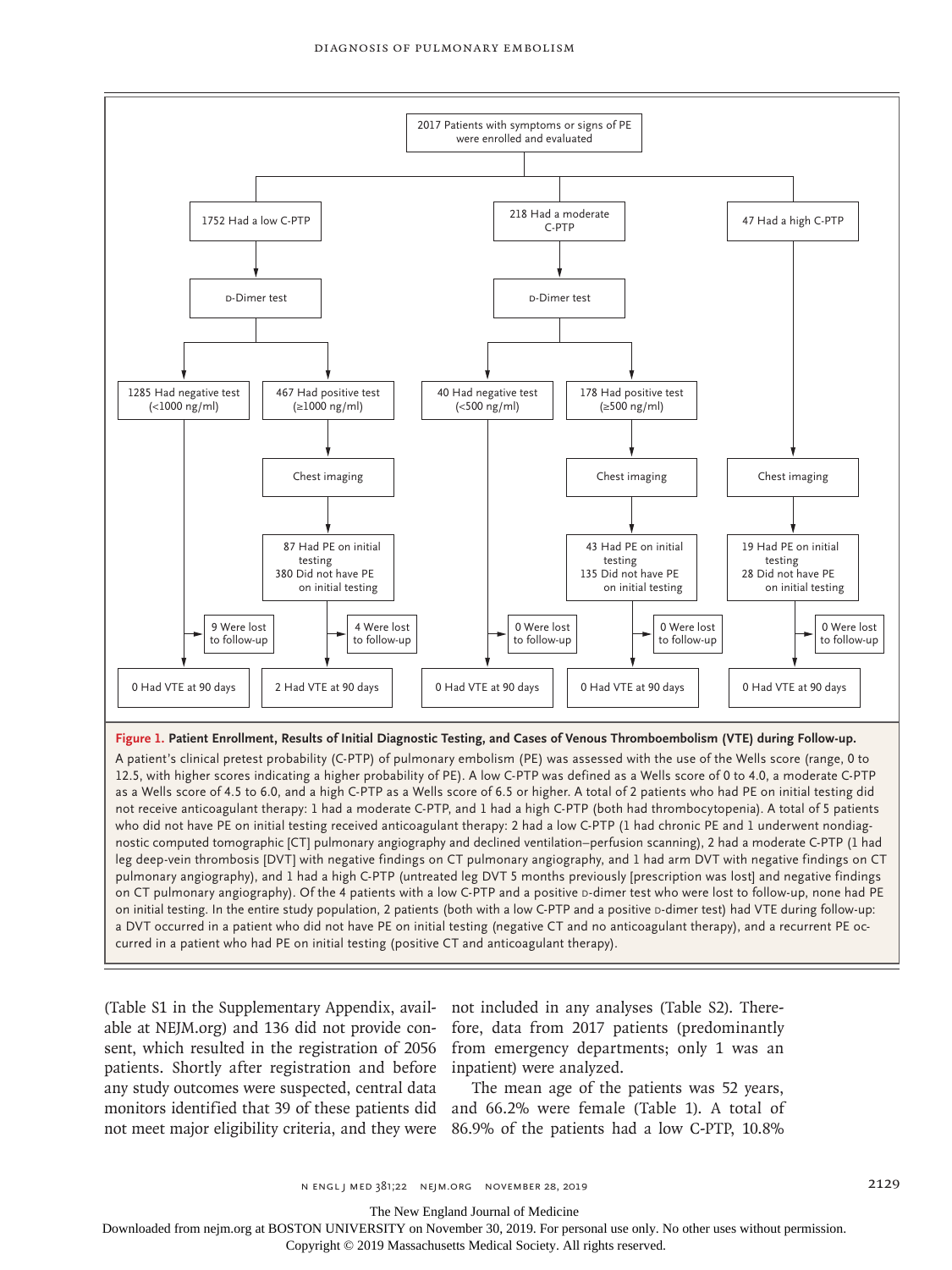2017 Patients with symptoms or signs of PE were enrolled and evaluated

- 1752 Had a low C-PTP
  - D-Dimer test
    - 1285 Had negative test (<1000 ng/ml)
      - 9 Were lost to follow-up
      - 0 Had VTE at 90 days
    - 467 Had positive test (≥1000 ng/ml)
      - Chest imaging
        - 87 Had PE on initial testing
        - 380 Did not have PE on initial testing
      - 4 Were lost to follow-up
      - 2 Had VTE at 90 days
- 218 Had a moderate C-PTP
  - D-Dimer test
    - 40 Had negative test (<500 ng/ml)
      - 0 Were lost to follow-up
      - 0 Had VTE at 90 days
    - 178 Had positive test (≥500 ng/ml)
      - Chest imaging
        - 43 Had PE on initial testing
        - 135 Did not have PE on initial testing
      - 0 Were lost to follow-up
      - 0 Had VTE at 90 days
- 47 Had a high C-PTP
  - Chest imaging
    - 19 Had PE on initial testing
    - 28 Did not have PE on initial testing
  - 0 Were lost to follow-up
  - 0 Had VTE at 90 days

**Figure 1. Patient Enrollment, Results of Initial Diagnostic Testing, and Cases of Venous Thromboembolism (VTE) during Follow-up.**

A patient's clinical pretest probability (C-PTP) of pulmonary embolism (PE) was assessed with the use of the Wells score (range, 0 to 12.5, with higher scores indicating a higher probability of PE). A low C-PTP was defined as a Wells score of 0 to 4.0, a moderate C-PTP as a Wells score of 4.5 to 6.0, and a high C-PTP as a Wells score of 6.5 or higher. A total of 2 patients who had PE on initial testing did not receive anticoagulant therapy: 1 had a moderate C-PTP, and 1 had a high C-PTP (both had thrombocytopenia). A total of 5 patients who did not have PE on initial testing received anticoagulant therapy: 2 had a low C-PTP (1 had chronic PE and 1 underwent nondiagnostic computed tomographic [CT] pulmonary angiography and declined ventilation–perfusion scanning), 2 had a moderate C-PTP (1 had leg deep-vein thrombosis [DVT] with negative findings on CT pulmonary angiography, and 1 had arm DVT with negative findings on CT pulmonary angiography), and 1 had a high C-PTP (untreated leg DVT 5 months previously [prescription was lost] and negative findings on CT pulmonary angiography). Of the 4 patients with a low C-PTP and a positive D-dimer test who were lost to follow-up, none had PE on initial testing. In the entire study population, 2 patients (both with a low C-PTP and a positive D-dimer test) had VTE during follow-up: a DVT occurred in a patient who did not have PE on initial testing (negative CT and no anticoagulant therapy), and a recurrent PE occurred in a patient who had PE on initial testing (positive CT and anticoagulant therapy).

(Table S1 in the Supplementary Appendix, available at NEJM.org) and 136 did not provide consent, which resulted in the registration of 2056 patients. Shortly after registration and before any study outcomes were suspected, central data monitors identified that 39 of these patients did not meet major eligibility criteria, and they were not included in any analyses (Table S2). Therefore, data from 2017 patients (predominantly from emergency departments; only 1 was an inpatient) were analyzed.

The mean age of the patients was 52 years, and 66.2% were female (Table 1). A total of 86.9% of the patients had a low C-PTP, 10.8%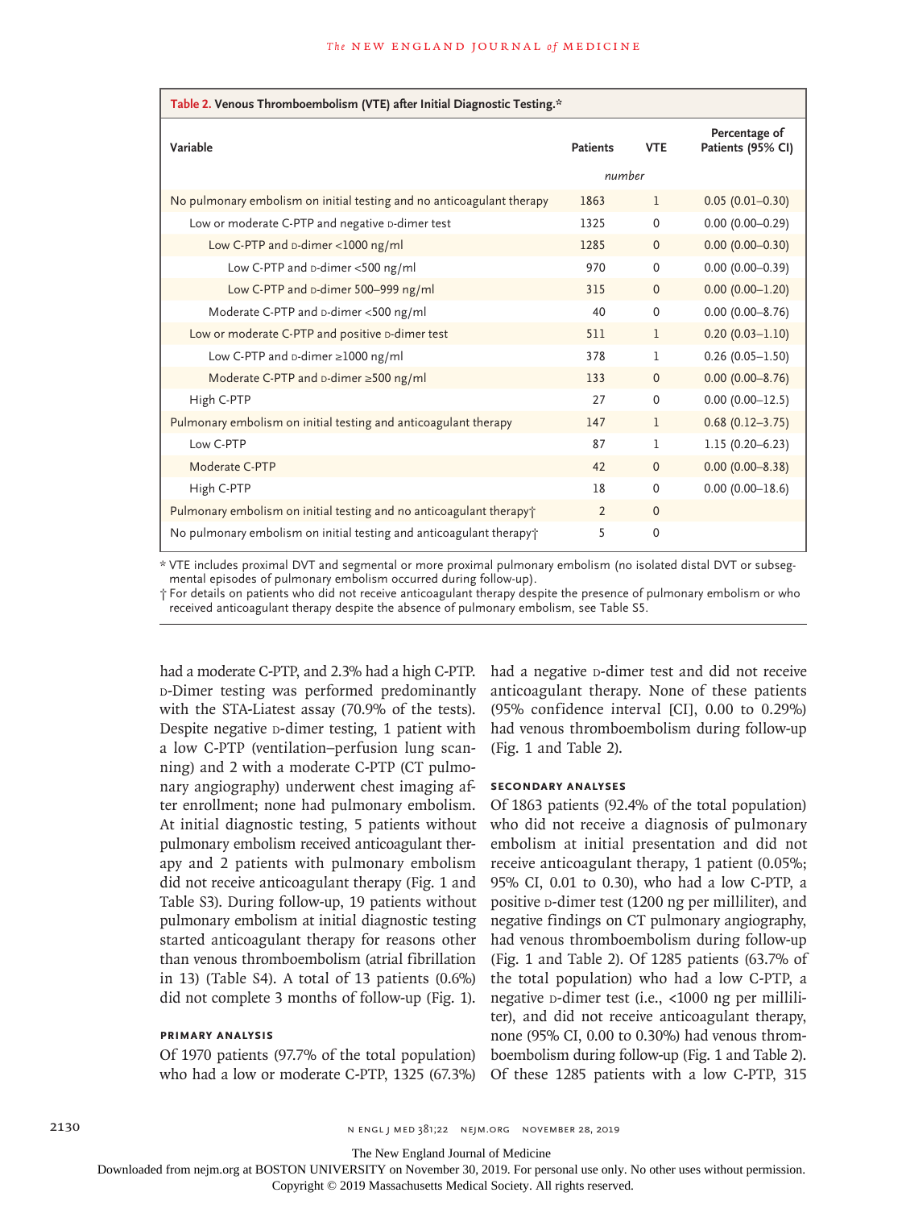**Table 2. Venous Thromboembolism (VTE) after Initial Diagnostic Testing.***

| Variable | Patients | VTE | Percentage of Patients (95% CI) |
|---|---|---|---|
| | *number* | | |
| No pulmonary embolism on initial testing and no anticoagulant therapy | 1863 | 1 | 0.05 (0.01–0.30) |
| Low or moderate C-PTP and negative D-dimer test | 1325 | 0 | 0.00 (0.00–0.29) |
| Low C-PTP and D-dimer <1000 ng/ml | 1285 | 0 | 0.00 (0.00–0.30) |
| Low C-PTP and D-dimer <500 ng/ml | 970 | 0 | 0.00 (0.00–0.39) |
| Low C-PTP and D-dimer 500–999 ng/ml | 315 | 0 | 0.00 (0.00–1.20) |
| Moderate C-PTP and D-dimer <500 ng/ml | 40 | 0 | 0.00 (0.00–8.76) |
| Low or moderate C-PTP and positive D-dimer test | 511 | 1 | 0.20 (0.03–1.10) |
| Low C-PTP and D-dimer ≥1000 ng/ml | 378 | 1 | 0.26 (0.05–1.50) |
| Moderate C-PTP and D-dimer ≥500 ng/ml | 133 | 0 | 0.00 (0.00–8.76) |
| High C-PTP | 27 | 0 | 0.00 (0.00–12.5) |
| Pulmonary embolism on initial testing and anticoagulant therapy | 147 | 1 | 0.68 (0.12–3.75) |
| Low C-PTP | 87 | 1 | 1.15 (0.20–6.23) |
| Moderate C-PTP | 42 | 0 | 0.00 (0.00–8.38) |
| High C-PTP | 18 | 0 | 0.00 (0.00–18.6) |
| Pulmonary embolism on initial testing and no anticoagulant therapy† | 2 | 0 | |
| No pulmonary embolism on initial testing and anticoagulant therapy† | 5 | 0 | |

\* VTE includes proximal DVT and segmental or more proximal pulmonary embolism (no isolated distal DVT or subsegmental episodes of pulmonary embolism occurred during follow-up).

† For details on patients who did not receive anticoagulant therapy despite the presence of pulmonary embolism or who received anticoagulant therapy despite the absence of pulmonary embolism, see Table S5.

had a moderate C-PTP, and 2.3% had a high C-PTP. D-Dimer testing was performed predominantly with the STA-Liatest assay (70.9% of the tests). Despite negative D-dimer testing, 1 patient with a low C-PTP (ventilation–perfusion lung scanning) and 2 with a moderate C-PTP (CT pulmonary angiography) underwent chest imaging after enrollment; none had pulmonary embolism. At initial diagnostic testing, 5 patients without pulmonary embolism received anticoagulant therapy and 2 patients with pulmonary embolism did not receive anticoagulant therapy (Fig. 1 and Table S3). During follow-up, 19 patients without pulmonary embolism at initial diagnostic testing started anticoagulant therapy for reasons other than venous thromboembolism (atrial fibrillation in 13) (Table S4). A total of 13 patients (0.6%) did not complete 3 months of follow-up (Fig. 1).

## Primary Analysis

Of 1970 patients (97.7% of the total population) who had a low or moderate C-PTP, 1325 (67.3%) had a negative D-dimer test and did not receive anticoagulant therapy. None of these patients (95% confidence interval [CI], 0.00 to 0.29%) had venous thromboembolism during follow-up (Fig. 1 and Table 2).

## Secondary Analyses

Of 1863 patients (92.4% of the total population) who did not receive a diagnosis of pulmonary embolism at initial presentation and did not receive anticoagulant therapy, 1 patient (0.05%; 95% CI, 0.01 to 0.30), who had a low C-PTP, a positive D-dimer test (1200 ng per milliliter), and negative findings on CT pulmonary angiography, had venous thromboembolism during follow-up (Fig. 1 and Table 2). Of 1285 patients (63.7% of the total population) who had a low C-PTP, a negative D-dimer test (i.e., <1000 ng per milliliter), and did not receive anticoagulant therapy, none (95% CI, 0.00 to 0.30%) had venous thromboembolism during follow-up (Fig. 1 and Table 2). Of these 1285 patients with a low C-PTP, 315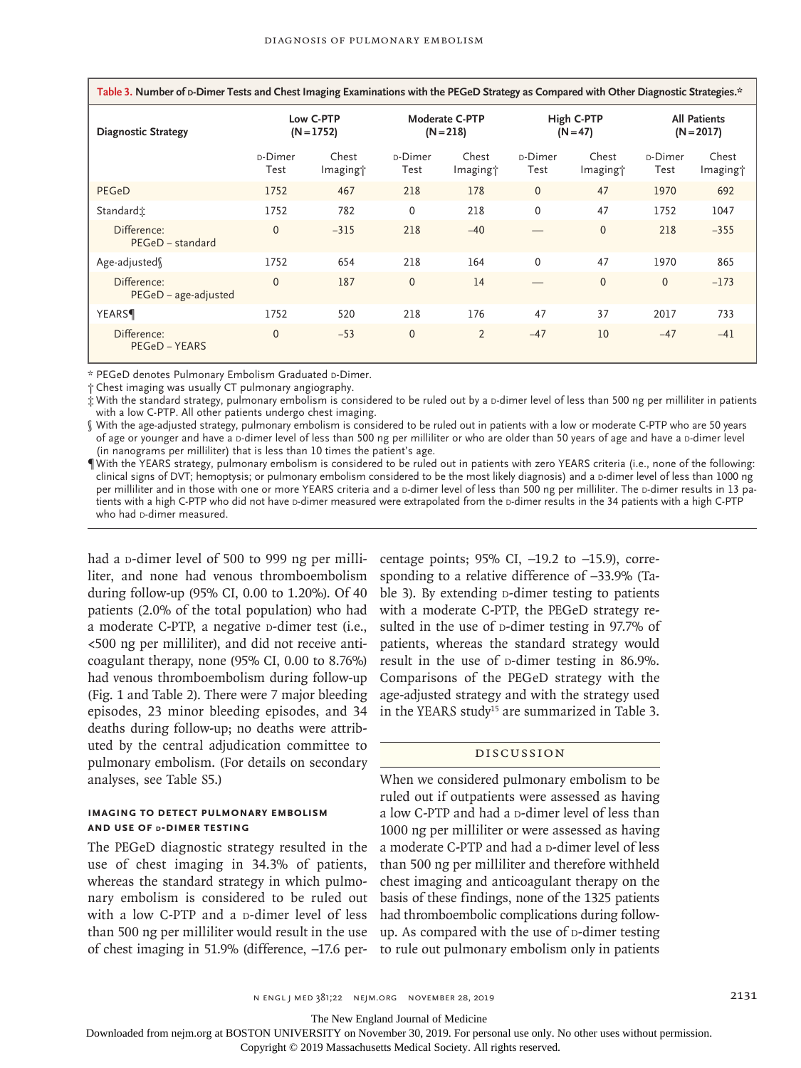**Table 3. Number of D-Dimer Tests and Chest Imaging Examinations with the PEGeD Strategy as Compared with Other Diagnostic Strategies.***

| Diagnostic Strategy | Low C-PTP (N=1752) | | Moderate C-PTP (N=218) | | High C-PTP (N=47) | | All Patients (N=2017) | |
|---|---|---|---|---|---|---|---|---|
| | D-Dimer Test | Chest Imaging† | D-Dimer Test | Chest Imaging† | D-Dimer Test | Chest Imaging† | D-Dimer Test | Chest Imaging† |
| PEGeD | 1752 | 467 | 218 | 178 | 0 | 47 | 1970 | 692 |
| Standard‡ | 1752 | 782 | 0 | 218 | 0 | 47 | 1752 | 1047 |
| Difference: PEGeD – standard | 0 | −315 | 218 | −40 | — | 0 | 218 | −355 |
| Age-adjusted§ | 1752 | 654 | 218 | 164 | 0 | 47 | 1970 | 865 |
| Difference: PEGeD – age-adjusted | 0 | 187 | 0 | 14 | — | 0 | 0 | −173 |
| YEARS¶ | 1752 | 520 | 218 | 176 | 47 | 37 | 2017 | 733 |
| Difference: PEGeD – YEARS | 0 | −53 | 0 | 2 | −47 | 10 | −47 | −41 |

\* PEGeD denotes Pulmonary Embolism Graduated D-Dimer.

† Chest imaging was usually CT pulmonary angiography.

‡ With the standard strategy, pulmonary embolism is considered to be ruled out by a D-dimer level of less than 500 ng per milliliter in patients with a low C-PTP. All other patients undergo chest imaging.

§ With the age-adjusted strategy, pulmonary embolism is considered to be ruled out in patients with a low or moderate C-PTP who are 50 years of age or younger and have a D-dimer level of less than 500 ng per milliliter or who are older than 50 years of age and have a D-dimer level (in nanograms per milliliter) that is less than 10 times the patient's age.

¶ With the YEARS strategy, pulmonary embolism is considered to be ruled out in patients with zero YEARS criteria (i.e., none of the following: clinical signs of DVT; hemoptysis; or pulmonary embolism considered to be the most likely diagnosis) and a D-dimer level of less than 1000 ng per milliliter and in those with one or more YEARS criteria and a D-dimer level of less than 500 ng per milliliter. The D-dimer results in 13 patients with a high C-PTP who did not have D-dimer measured were extrapolated from the D-dimer results in the 34 patients with a high C-PTP who had D-dimer measured.

had a D-dimer level of 500 to 999 ng per milliliter, and none had venous thromboembolism during follow-up (95% CI, 0.00 to 1.20%). Of 40 patients (2.0% of the total population) who had a moderate C-PTP, a negative D-dimer test (i.e., <500 ng per milliliter), and did not receive anticoagulant therapy, none (95% CI, 0.00 to 8.76%) had venous thromboembolism during follow-up (Fig. 1 and Table 2). There were 7 major bleeding episodes, 23 minor bleeding episodes, and 34 deaths during follow-up; no deaths were attributed by the central adjudication committee to pulmonary embolism. (For details on secondary analyses, see Table S5.)

### Imaging to Detect Pulmonary Embolism and Use of D-Dimer Testing

The PEGeD diagnostic strategy resulted in the use of chest imaging in 34.3% of patients, whereas the standard strategy in which pulmonary embolism is considered to be ruled out with a low C-PTP and a D-dimer level of less than 500 ng per milliliter would result in the use of chest imaging in 51.9% (difference, −17.6 percentage points; 95% CI, −19.2 to −15.9), corresponding to a relative difference of −33.9% (Table 3). By extending D-dimer testing to patients with a moderate C-PTP, the PEGeD strategy resulted in the use of D-dimer testing in 97.7% of patients, whereas the standard strategy would result in the use of D-dimer testing in 86.9%. Comparisons of the PEGeD strategy with the age-adjusted strategy and with the strategy used in the YEARS study[15] are summarized in Table 3.

## Discussion

When we considered pulmonary embolism to be ruled out if outpatients were assessed as having a low C-PTP and had a D-dimer level of less than 1000 ng per milliliter or were assessed as having a moderate C-PTP and had a D-dimer level of less than 500 ng per milliliter and therefore withheld chest imaging and anticoagulant therapy on the basis of these findings, none of the 1325 patients had thromboembolic complications during follow-up. As compared with the use of D-dimer testing to rule out pulmonary embolism only in patients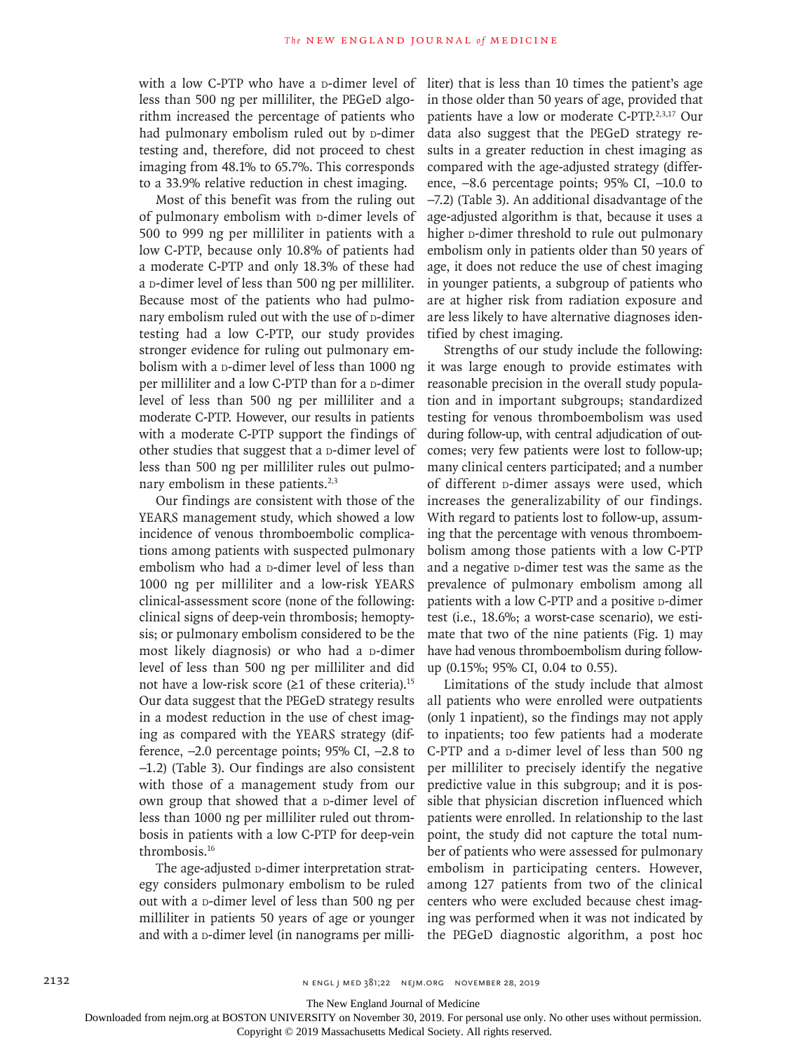with a low C-PTP who have a d-dimer level of less than 500 ng per milliliter, the PEGeD algorithm increased the percentage of patients who had pulmonary embolism ruled out by d-dimer testing and, therefore, did not proceed to chest imaging from 48.1% to 65.7%. This corresponds to a 33.9% relative reduction in chest imaging.

Most of this benefit was from the ruling out of pulmonary embolism with d-dimer levels of 500 to 999 ng per milliliter in patients with a low C-PTP, because only 10.8% of patients had a moderate C-PTP and only 18.3% of these had a d-dimer level of less than 500 ng per milliliter. Because most of the patients who had pulmonary embolism ruled out with the use of d-dimer testing had a low C-PTP, our study provides stronger evidence for ruling out pulmonary embolism with a d-dimer level of less than 1000 ng per milliliter and a low C-PTP than for a d-dimer level of less than 500 ng per milliliter and a moderate C-PTP. However, our results in patients with a moderate C-PTP support the findings of other studies that suggest that a d-dimer level of less than 500 ng per milliliter rules out pulmonary embolism in these patients.[2,3]

Our findings are consistent with those of the YEARS management study, which showed a low incidence of venous thromboembolic complications among patients with suspected pulmonary embolism who had a d-dimer level of less than 1000 ng per milliliter and a low-risk YEARS clinical-assessment score (none of the following: clinical signs of deep-vein thrombosis; hemoptysis; or pulmonary embolism considered to be the most likely diagnosis) or who had a d-dimer level of less than 500 ng per milliliter and did not have a low-risk score (≥1 of these criteria).[15] Our data suggest that the PEGeD strategy results in a modest reduction in the use of chest imaging as compared with the YEARS strategy (difference, −2.0 percentage points; 95% CI, −2.8 to −1.2) (Table 3). Our findings are also consistent with those of a management study from our own group that showed that a d-dimer level of less than 1000 ng per milliliter ruled out thrombosis in patients with a low C-PTP for deep-vein thrombosis.[16]

The age-adjusted d-dimer interpretation strategy considers pulmonary embolism to be ruled out with a d-dimer level of less than 500 ng per milliliter in patients 50 years of age or younger and with a d-dimer level (in nanograms per milliliter) that is less than 10 times the patient's age in those older than 50 years of age, provided that patients have a low or moderate C-PTP.[2,3,17] Our data also suggest that the PEGeD strategy results in a greater reduction in chest imaging as compared with the age-adjusted strategy (difference, −8.6 percentage points; 95% CI, −10.0 to −7.2) (Table 3). An additional disadvantage of the age-adjusted algorithm is that, because it uses a higher d-dimer threshold to rule out pulmonary embolism only in patients older than 50 years of age, it does not reduce the use of chest imaging in younger patients, a subgroup of patients who are at higher risk from radiation exposure and are less likely to have alternative diagnoses identified by chest imaging.

Strengths of our study include the following: it was large enough to provide estimates with reasonable precision in the overall study population and in important subgroups; standardized testing for venous thromboembolism was used during follow-up, with central adjudication of outcomes; very few patients were lost to follow-up; many clinical centers participated; and a number of different d-dimer assays were used, which increases the generalizability of our findings. With regard to patients lost to follow-up, assuming that the percentage with venous thromboembolism among those patients with a low C-PTP and a negative d-dimer test was the same as the prevalence of pulmonary embolism among all patients with a low C-PTP and a positive d-dimer test (i.e., 18.6%; a worst-case scenario), we estimate that two of the nine patients (Fig. 1) may have had venous thromboembolism during follow-up (0.15%; 95% CI, 0.04 to 0.55).

Limitations of the study include that almost all patients who were enrolled were outpatients (only 1 inpatient), so the findings may not apply to inpatients; too few patients had a moderate C-PTP and a d-dimer level of less than 500 ng per milliliter to precisely identify the negative predictive value in this subgroup; and it is possible that physician discretion influenced which patients were enrolled. In relationship to the last point, the study did not capture the total number of patients who were assessed for pulmonary embolism in participating centers. However, among 127 patients from two of the clinical centers who were excluded because chest imaging was performed when it was not indicated by the PEGeD diagnostic algorithm, a post hoc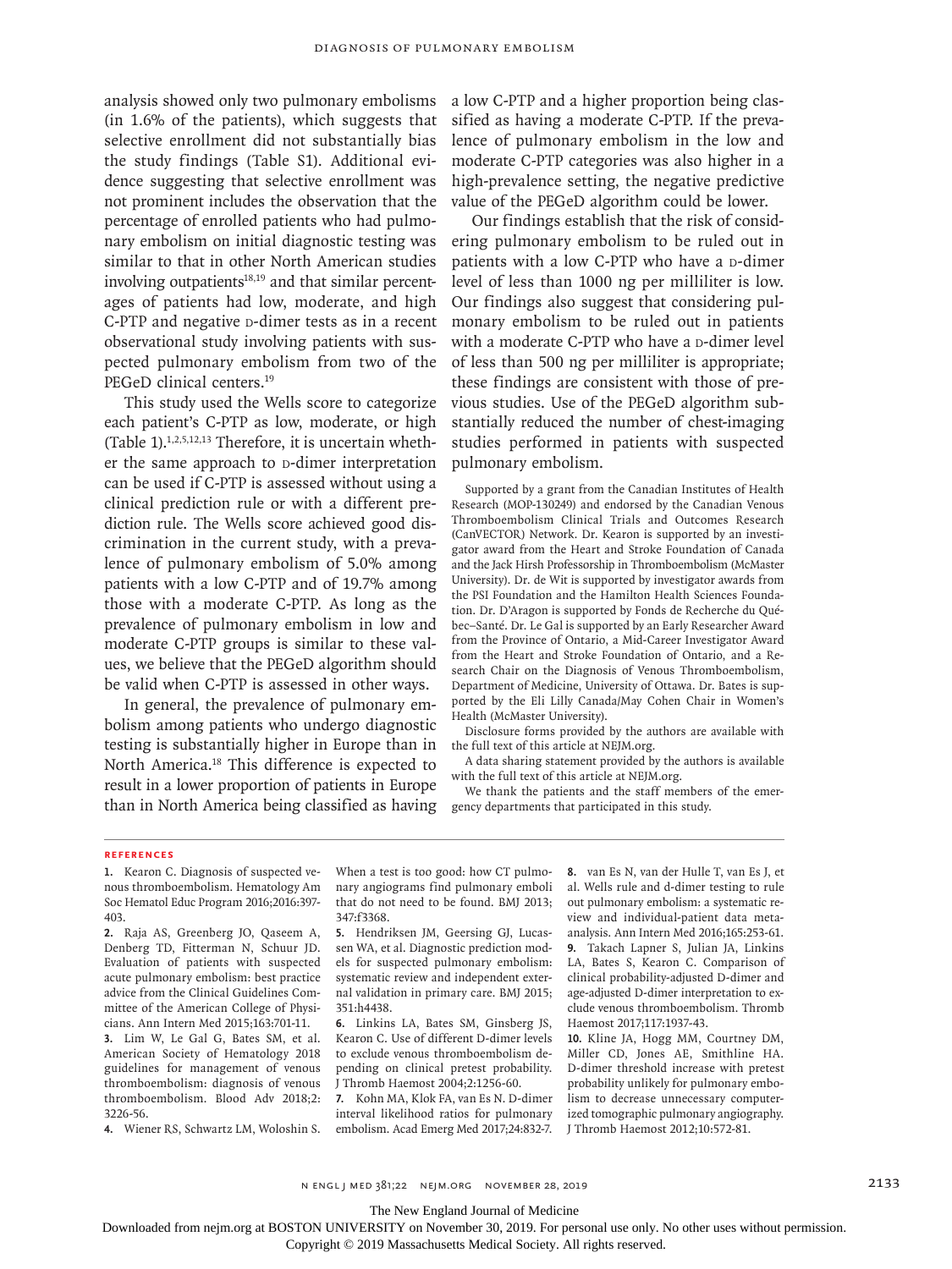analysis showed only two pulmonary embolisms (in 1.6% of the patients), which suggests that selective enrollment did not substantially bias the study findings (Table S1). Additional evidence suggesting that selective enrollment was not prominent includes the observation that the percentage of enrolled patients who had pulmonary embolism on initial diagnostic testing was similar to that in other North American studies involving outpatients[18,19] and that similar percentages of patients had low, moderate, and high C-PTP and negative D-dimer tests as in a recent observational study involving patients with suspected pulmonary embolism from two of the PEGeD clinical centers.[19]

This study used the Wells score to categorize each patient's C-PTP as low, moderate, or high (Table 1).[1,2,5,12,13] Therefore, it is uncertain whether the same approach to D-dimer interpretation can be used if C-PTP is assessed without using a clinical prediction rule or with a different prediction rule. The Wells score achieved good discrimination in the current study, with a prevalence of pulmonary embolism of 5.0% among patients with a low C-PTP and of 19.7% among those with a moderate C-PTP. As long as the prevalence of pulmonary embolism in low and moderate C-PTP groups is similar to these values, we believe that the PEGeD algorithm should be valid when C-PTP is assessed in other ways.

In general, the prevalence of pulmonary embolism among patients who undergo diagnostic testing is substantially higher in Europe than in North America.[18] This difference is expected to result in a lower proportion of patients in Europe than in North America being classified as having a low C-PTP and a higher proportion being classified as having a moderate C-PTP. If the prevalence of pulmonary embolism in the low and moderate C-PTP categories was also higher in a high-prevalence setting, the negative predictive value of the PEGeD algorithm could be lower.

Our findings establish that the risk of considering pulmonary embolism to be ruled out in patients with a low C-PTP who have a D-dimer level of less than 1000 ng per milliliter is low. Our findings also suggest that considering pulmonary embolism to be ruled out in patients with a moderate C-PTP who have a D-dimer level of less than 500 ng per milliliter is appropriate; these findings are consistent with those of previous studies. Use of the PEGeD algorithm substantially reduced the number of chest-imaging studies performed in patients with suspected pulmonary embolism.

Supported by a grant from the Canadian Institutes of Health Research (MOP-130249) and endorsed by the Canadian Venous Thromboembolism Clinical Trials and Outcomes Research (CanVECTOR) Network. Dr. Kearon is supported by an investigator award from the Heart and Stroke Foundation of Canada and the Jack Hirsh Professorship in Thromboembolism (McMaster University). Dr. de Wit is supported by investigator awards from the PSI Foundation and the Hamilton Health Sciences Foundation. Dr. D'Aragon is supported by Fonds de Recherche du Québec–Santé. Dr. Le Gal is supported by an Early Researcher Award from the Province of Ontario, a Mid-Career Investigator Award from the Heart and Stroke Foundation of Ontario, and a Research Chair on the Diagnosis of Venous Thromboembolism, Department of Medicine, University of Ottawa. Dr. Bates is supported by the Eli Lilly Canada/May Cohen Chair in Women's Health (McMaster University).

Disclosure forms provided by the authors are available with the full text of this article at NEJM.org.

A data sharing statement provided by the authors is available with the full text of this article at NEJM.org.

We thank the patients and the staff members of the emergency departments that participated in this study.

## References

1. Kearon C. Diagnosis of suspected venous thromboembolism. Hematology Am Soc Hematol Educ Program 2016;2016:397-403.
2. Raja AS, Greenberg JO, Qaseem A, Denberg TD, Fitterman N, Schuur JD. Evaluation of patients with suspected acute pulmonary embolism: best practice advice from the Clinical Guidelines Committee of the American College of Physicians. Ann Intern Med 2015;163:701-11.
3. Lim W, Le Gal G, Bates SM, et al. American Society of Hematology 2018 guidelines for management of venous thromboembolism: diagnosis of venous thromboembolism. Blood Adv 2018;2:3226-56.
4. Wiener RS, Schwartz LM, Woloshin S. When a test is too good: how CT pulmonary angiograms find pulmonary emboli that do not need to be found. BMJ 2013;347:f3368.
5. Hendriksen JM, Geersing GJ, Lucassen WA, et al. Diagnostic prediction models for suspected pulmonary embolism: systematic review and independent external validation in primary care. BMJ 2015;351:h4438.
6. Linkins LA, Bates SM, Ginsberg JS, Kearon C. Use of different D-dimer levels to exclude venous thromboembolism depending on clinical pretest probability. J Thromb Haemost 2004;2:1256-60.
7. Kohn MA, Klok FA, van Es N. D-dimer interval likelihood ratios for pulmonary embolism. Acad Emerg Med 2017;24:832-7.
8. van Es N, van der Hulle T, van Es J, et al. Wells rule and d-dimer testing to rule out pulmonary embolism: a systematic review and individual-patient data meta-analysis. Ann Intern Med 2016;165:253-61.
9. Takach Lapner S, Julian JA, Linkins LA, Bates S, Kearon C. Comparison of clinical probability-adjusted D-dimer and age-adjusted D-dimer interpretation to exclude venous thromboembolism. Thromb Haemost 2017;117:1937-43.
10. Kline JA, Hogg MM, Courtney DM, Miller CD, Jones AE, Smithline HA. D-dimer threshold increase with pretest probability unlikely for pulmonary embolism to decrease unnecessary computerized tomographic pulmonary angiography. J Thromb Haemost 2012;10:572-81.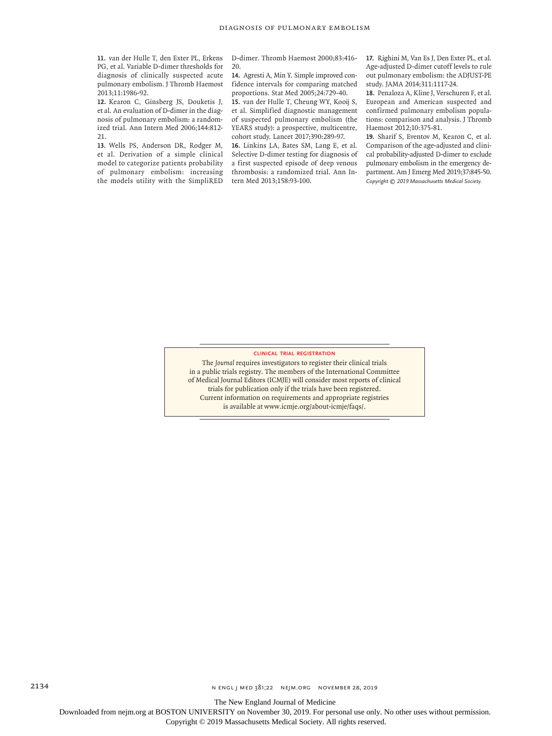11. van der Hulle T, den Exter PL, Erkens PG, et al. Variable D-dimer thresholds for diagnosis of clinically suspected acute pulmonary embolism. J Thromb Haemost 2013;11:1986-92.

12. Kearon C, Ginsberg JS, Douketis J, et al. An evaluation of D-dimer in the diagnosis of pulmonary embolism: a randomized trial. Ann Intern Med 2006;144:812-21.

13. Wells PS, Anderson DR, Rodger M, et al. Derivation of a simple clinical model to categorize patients probability of pulmonary embolism: increasing the models utility with the SimpliRED D-dimer. Thromb Haemost 2000;83:416-20.

14. Agresti A, Min Y. Simple improved confidence intervals for comparing matched proportions. Stat Med 2005;24:729-40.

15. van der Hulle T, Cheung WY, Kooij S, et al. Simplified diagnostic management of suspected pulmonary embolism (the YEARS study): a prospective, multicentre, cohort study. Lancet 2017;390:289-97.

16. Linkins LA, Bates SM, Lang E, et al. Selective D-dimer testing for diagnosis of a first suspected episode of deep venous thrombosis: a randomized trial. Ann Intern Med 2013;158:93-100.

17. Righini M, Van Es J, Den Exter PL, et al. Age-adjusted D-dimer cutoff levels to rule out pulmonary embolism: the ADJUST-PE study. JAMA 2014;311:1117-24.

18. Penaloza A, Kline J, Verschuren F, et al. European and American suspected and confirmed pulmonary embolism populations: comparison and analysis. J Thromb Haemost 2012;10:375-81.

19. Sharif S, Eventov M, Kearon C, et al. Comparison of the age-adjusted and clinical probability-adjusted D-dimer to exclude pulmonary embolism in the emergency department. Am J Emerg Med 2019;37:845-50.

*Copyright © 2019 Massachusetts Medical Society.*

**CLINICAL TRIAL REGISTRATION**

The *Journal* requires investigators to register their clinical trials in a public trials registry. The members of the International Committee of Medical Journal Editors (ICMJE) will consider most reports of clinical trials for publication only if the trials have been registered. Current information on requirements and appropriate registries is available at www.icmje.org/about-icmje/faqs/.